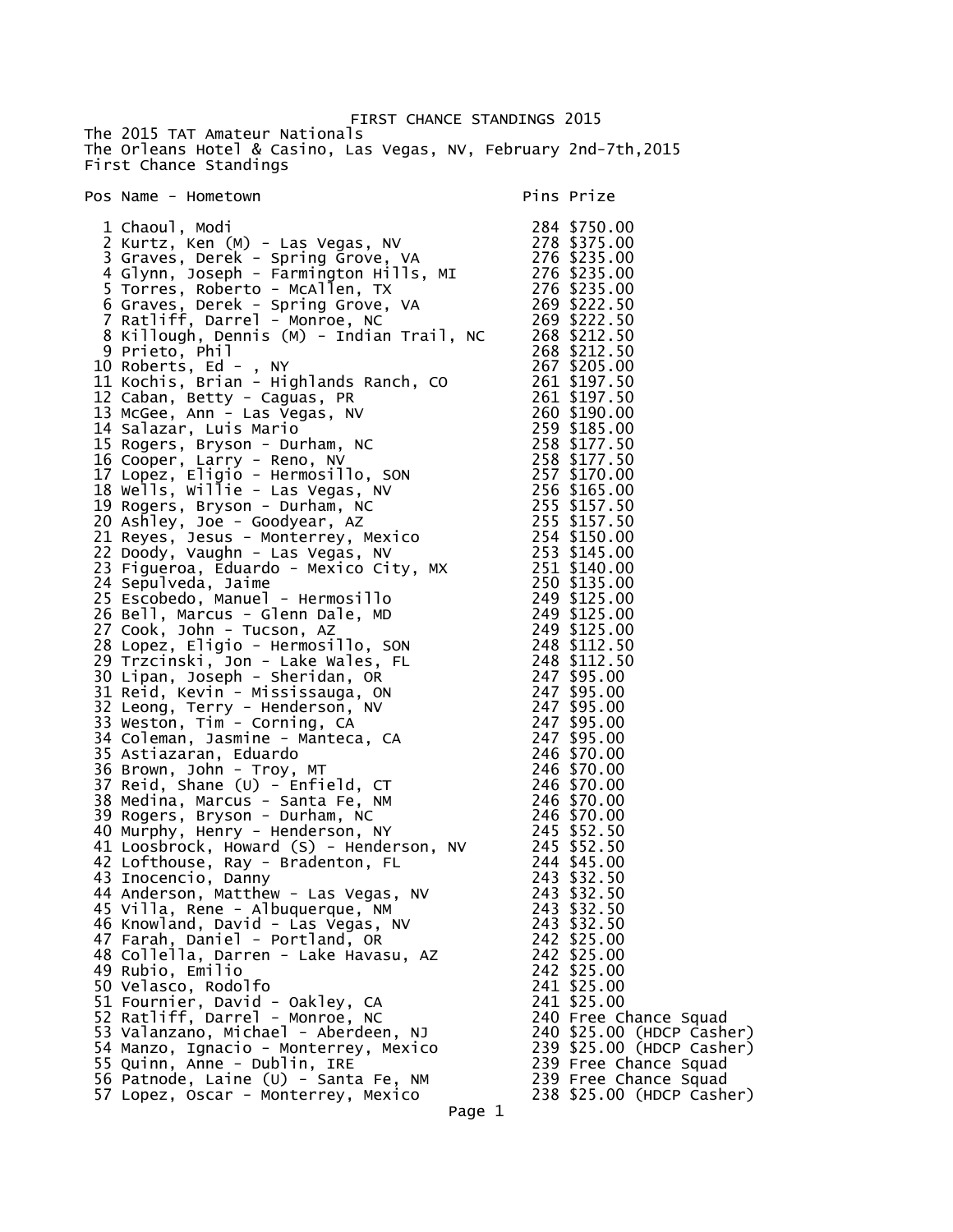# FIRST CHANCE STANDINGS 2015

The 2015 TAT Amateur Nationals
The Orleans Hotel & Casino, Las Vegas, NV, February 2nd-7th,2015
First Chance Standings

| Pos | Name - Hometown | Pins | Prize |
|---|---|---|---|
| 1 | Chaoul, Modi | 284 | $750.00 |
| 2 | Kurtz, Ken (M) - Las Vegas, NV | 278 | $375.00 |
| 3 | Graves, Derek - Spring Grove, VA | 276 | $235.00 |
| 4 | Glynn, Joseph - Farmington Hills, MI | 276 | $235.00 |
| 5 | Torres, Roberto - McAllen, TX | 276 | $235.00 |
| 6 | Graves, Derek - Spring Grove, VA | 269 | $222.50 |
| 7 | Ratliff, Darrel - Monroe, NC | 269 | $222.50 |
| 8 | Killough, Dennis (M) - Indian Trail, NC | 268 | $212.50 |
| 9 | Prieto, Phil | 268 | $212.50 |
| 10 | Roberts, Ed - , NY | 267 | $205.00 |
| 11 | Kochis, Brian - Highlands Ranch, CO | 261 | $197.50 |
| 12 | Caban, Betty - Caguas, PR | 261 | $197.50 |
| 13 | McGee, Ann - Las Vegas, NV | 260 | $190.00 |
| 14 | Salazar, Luis Mario | 259 | $185.00 |
| 15 | Rogers, Bryson - Durham, NC | 258 | $177.50 |
| 16 | Cooper, Larry - Reno, NV | 258 | $177.50 |
| 17 | Lopez, Eligio - Hermosillo, SON | 257 | $170.00 |
| 18 | Wells, Willie - Las Vegas, NV | 256 | $165.00 |
| 19 | Rogers, Bryson - Durham, NC | 255 | $157.50 |
| 20 | Ashley, Joe - Goodyear, AZ | 255 | $157.50 |
| 21 | Reyes, Jesus - Monterrey, Mexico | 254 | $150.00 |
| 22 | Doody, Vaughn - Las Vegas, NV | 253 | $145.00 |
| 23 | Figueroa, Eduardo - Mexico City, MX | 251 | $140.00 |
| 24 | Sepulveda, Jaime | 250 | $135.00 |
| 25 | Escobedo, Manuel - Hermosillo | 249 | $125.00 |
| 26 | Bell, Marcus - Glenn Dale, MD | 249 | $125.00 |
| 27 | Cook, John - Tucson, AZ | 249 | $125.00 |
| 28 | Lopez, Eligio - Hermosillo, SON | 248 | $112.50 |
| 29 | Trzcinski, Jon - Lake Wales, FL | 248 | $112.50 |
| 30 | Lipan, Joseph - Sheridan, OR | 247 | $95.00 |
| 31 | Reid, Kevin - Mississauga, ON | 247 | $95.00 |
| 32 | Leong, Terry - Henderson, NV | 247 | $95.00 |
| 33 | Weston, Tim - Corning, CA | 247 | $95.00 |
| 34 | Coleman, Jasmine - Manteca, CA | 247 | $95.00 |
| 35 | Astiazaran, Eduardo | 246 | $70.00 |
| 36 | Brown, John - Troy, MT | 246 | $70.00 |
| 37 | Reid, Shane (U) - Enfield, CT | 246 | $70.00 |
| 38 | Medina, Marcus - Santa Fe, NM | 246 | $70.00 |
| 39 | Rogers, Bryson - Durham, NC | 246 | $70.00 |
| 40 | Murphy, Henry - Henderson, NY | 245 | $52.50 |
| 41 | Loosbrock, Howard (S) - Henderson, NV | 245 | $52.50 |
| 42 | Lofthouse, Ray - Bradenton, FL | 244 | $45.00 |
| 43 | Inocencio, Danny | 243 | $32.50 |
| 44 | Anderson, Matthew - Las Vegas, NV | 243 | $32.50 |
| 45 | Villa, Rene - Albuquerque, NM | 243 | $32.50 |
| 46 | Knowland, David - Las Vegas, NV | 243 | $32.50 |
| 47 | Farah, Daniel - Portland, OR | 242 | $25.00 |
| 48 | Collella, Darren - Lake Havasu, AZ | 242 | $25.00 |
| 49 | Rubio, Emilio | 242 | $25.00 |
| 50 | Velasco, Rodolfo | 241 | $25.00 |
| 51 | Fournier, David - Oakley, CA | 241 | $25.00 |
| 52 | Ratliff, Darrel - Monroe, NC | 240 | Free Chance Squad |
| 53 | Valanzano, Michael - Aberdeen, NJ | 240 | $25.00 (HDCP Casher) |
| 54 | Manzo, Ignacio - Monterrey, Mexico | 239 | $25.00 (HDCP Casher) |
| 55 | Quinn, Anne - Dublin, IRE | 239 | Free Chance Squad |
| 56 | Patnode, Laine (U) - Santa Fe, NM | 239 | Free Chance Squad |
| 57 | Lopez, Oscar - Monterrey, Mexico | 238 | $25.00 (HDCP Casher) |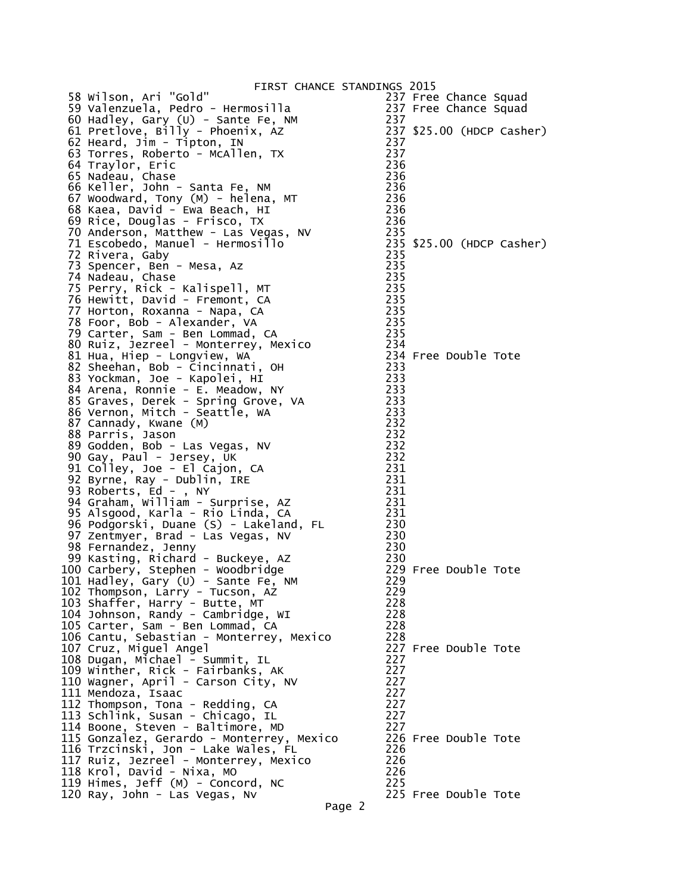# FIRST CHANCE STANDINGS 2015

| Rank | Name | Score | Prize |
|---|---|---|---|
| 58 | Wilson, Ari "Gold" | 237 | Free Chance Squad |
| 59 | Valenzuela, Pedro - Hermosilla | 237 | Free Chance Squad |
| 60 | Hadley, Gary (U) - Sante Fe, NM | 237 | |
| 61 | Pretlove, Billy - Phoenix, AZ | 237 | $25.00 (HDCP Casher) |
| 62 | Heard, Jim - Tipton, IN | 237 | |
| 63 | Torres, Roberto - McAllen, TX | 237 | |
| 64 | Traylor, Eric | 236 | |
| 65 | Nadeau, Chase | 236 | |
| 66 | Keller, John - Santa Fe, NM | 236 | |
| 67 | Woodward, Tony (M) - helena, MT | 236 | |
| 68 | Kaea, David - Ewa Beach, HI | 236 | |
| 69 | Rice, Douglas - Frisco, TX | 236 | |
| 70 | Anderson, Matthew - Las Vegas, NV | 235 | |
| 71 | Escobedo, Manuel - Hermosillo | 235 | $25.00 (HDCP Casher) |
| 72 | Rivera, Gaby | 235 | |
| 73 | Spencer, Ben - Mesa, Az | 235 | |
| 74 | Nadeau, Chase | 235 | |
| 75 | Perry, Rick - Kalispell, MT | 235 | |
| 76 | Hewitt, David - Fremont, CA | 235 | |
| 77 | Horton, Roxanna - Napa, CA | 235 | |
| 78 | Foor, Bob - Alexander, VA | 235 | |
| 79 | Carter, Sam - Ben Lommad, CA | 235 | |
| 80 | Ruiz, Jezreel - Monterrey, Mexico | 234 | |
| 81 | Hua, Hiep - Longview, WA | 234 | Free Double Tote |
| 82 | Sheehan, Bob - Cincinnati, OH | 233 | |
| 83 | Yockman, Joe - Kapolei, HI | 233 | |
| 84 | Arena, Ronnie - E. Meadow, NY | 233 | |
| 85 | Graves, Derek - Spring Grove, VA | 233 | |
| 86 | Vernon, Mitch - Seattle, WA | 233 | |
| 87 | Cannady, Kwane (M) | 232 | |
| 88 | Parris, Jason | 232 | |
| 89 | Godden, Bob - Las Vegas, NV | 232 | |
| 90 | Gay, Paul - Jersey, UK | 232 | |
| 91 | Colley, Joe - El Cajon, CA | 231 | |
| 92 | Byrne, Ray - Dublin, IRE | 231 | |
| 93 | Roberts, Ed - , NY | 231 | |
| 94 | Graham, William - Surprise, AZ | 231 | |
| 95 | Alsgood, Karla - Rio Linda, CA | 231 | |
| 96 | Podgorski, Duane (S) - Lakeland, FL | 230 | |
| 97 | Zentmyer, Brad - Las Vegas, NV | 230 | |
| 98 | Fernandez, Jenny | 230 | |
| 99 | Kasting, Richard - Buckeye, AZ | 230 | |
| 100 | Carbery, Stephen - Woodbridge | 229 | Free Double Tote |
| 101 | Hadley, Gary (U) - Sante Fe, NM | 229 | |
| 102 | Thompson, Larry - Tucson, AZ | 229 | |
| 103 | Shaffer, Harry - Butte, MT | 228 | |
| 104 | Johnson, Randy - Cambridge, WI | 228 | |
| 105 | Carter, Sam - Ben Lommad, CA | 228 | |
| 106 | Cantu, Sebastian - Monterrey, Mexico | 228 | |
| 107 | Cruz, Miguel Angel | 227 | Free Double Tote |
| 108 | Dugan, Michael - Summit, IL | 227 | |
| 109 | Winther, Rick - Fairbanks, AK | 227 | |
| 110 | Wagner, April - Carson City, NV | 227 | |
| 111 | Mendoza, Isaac | 227 | |
| 112 | Thompson, Tona - Redding, CA | 227 | |
| 113 | Schlink, Susan - Chicago, IL | 227 | |
| 114 | Boone, Steven - Baltimore, MD | 227 | |
| 115 | Gonzalez, Gerardo - Monterrey, Mexico | 226 | Free Double Tote |
| 116 | Trzcinski, Jon - Lake Wales, FL | 226 | |
| 117 | Ruiz, Jezreel - Monterrey, Mexico | 226 | |
| 118 | Krol, David - Nixa, MO | 226 | |
| 119 | Himes, Jeff (M) - Concord, NC | 225 | |
| 120 | Ray, John - Las Vegas, Nv | 225 | Free Double Tote |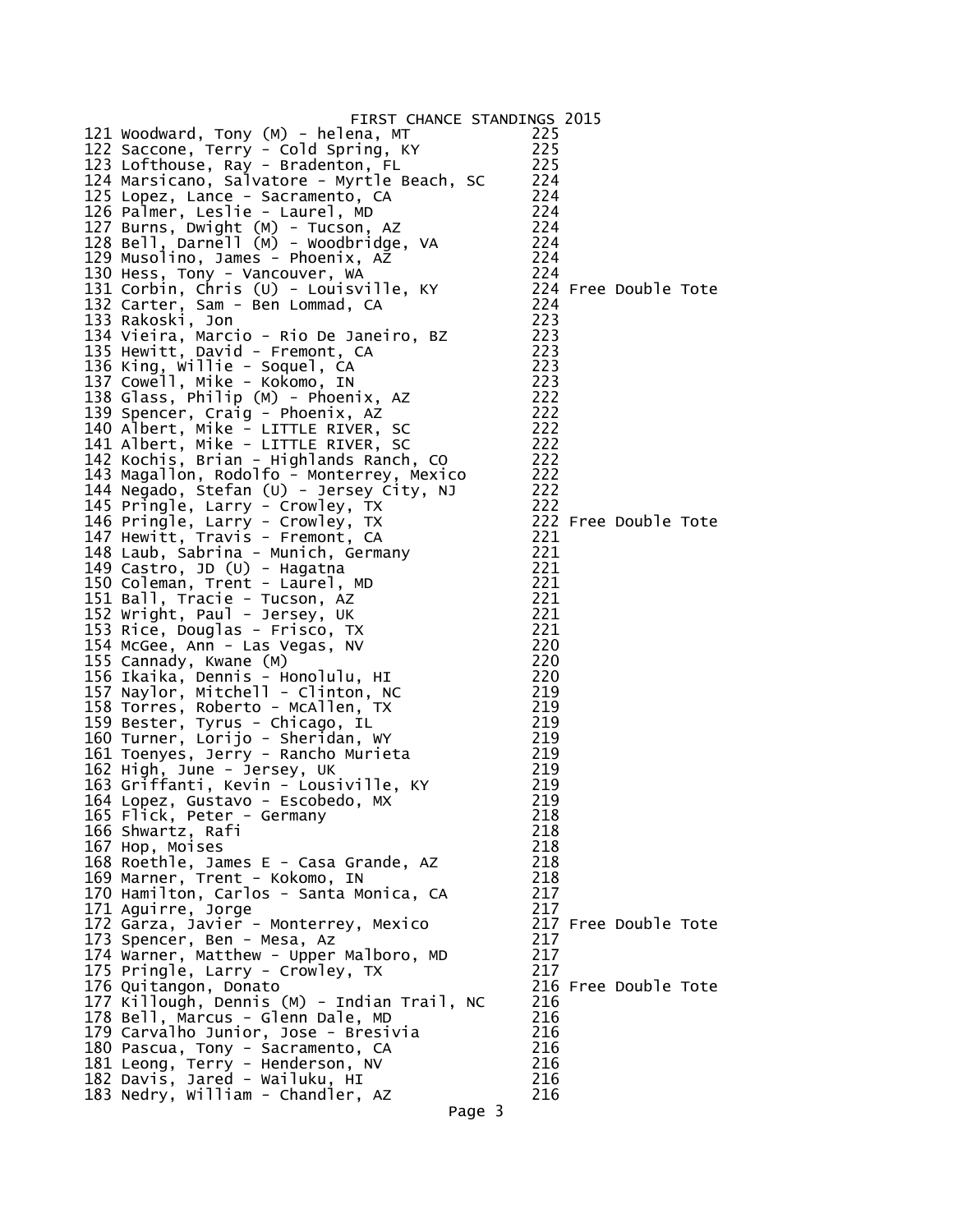# FIRST CHANCE STANDINGS 2015

| # | Name | Score | Note |
|---|---|---|---|
| 121 | Woodward, Tony (M) - helena, MT | 225 | |
| 122 | Saccone, Terry - Cold Spring, KY | 225 | |
| 123 | Lofthouse, Ray - Bradenton, FL | 225 | |
| 124 | Marsicano, Salvatore - Myrtle Beach, SC | 224 | |
| 125 | Lopez, Lance - Sacramento, CA | 224 | |
| 126 | Palmer, Leslie - Laurel, MD | 224 | |
| 127 | Burns, Dwight (M) - Tucson, AZ | 224 | |
| 128 | Bell, Darnell (M) - Woodbridge, VA | 224 | |
| 129 | Musolino, James - Phoenix, AZ | 224 | |
| 130 | Hess, Tony - Vancouver, WA | 224 | |
| 131 | Corbin, Chris (U) - Louisville, KY | 224 | Free Double Tote |
| 132 | Carter, Sam - Ben Lommad, CA | 224 | |
| 133 | Rakoski, Jon | 223 | |
| 134 | Vieira, Marcio - Rio De Janeiro, BZ | 223 | |
| 135 | Hewitt, David - Fremont, CA | 223 | |
| 136 | King, Willie - Soquel, CA | 223 | |
| 137 | Cowell, Mike - Kokomo, IN | 223 | |
| 138 | Glass, Philip (M) - Phoenix, AZ | 222 | |
| 139 | Spencer, Craig - Phoenix, AZ | 222 | |
| 140 | Albert, Mike - LITTLE RIVER, SC | 222 | |
| 141 | Albert, Mike - LITTLE RIVER, SC | 222 | |
| 142 | Kochis, Brian - Highlands Ranch, CO | 222 | |
| 143 | Magallon, Rodolfo - Monterrey, Mexico | 222 | |
| 144 | Negado, Stefan (U) - Jersey City, NJ | 222 | |
| 145 | Pringle, Larry - Crowley, TX | 222 | |
| 146 | Pringle, Larry - Crowley, TX | 222 | Free Double Tote |
| 147 | Hewitt, Travis - Fremont, CA | 221 | |
| 148 | Laub, Sabrina - Munich, Germany | 221 | |
| 149 | Castro, JD (U) - Hagatna | 221 | |
| 150 | Coleman, Trent - Laurel, MD | 221 | |
| 151 | Ball, Tracie - Tucson, AZ | 221 | |
| 152 | Wright, Paul - Jersey, UK | 221 | |
| 153 | Rice, Douglas - Frisco, TX | 221 | |
| 154 | McGee, Ann - Las Vegas, NV | 220 | |
| 155 | Cannady, Kwane (M) | 220 | |
| 156 | Ikaika, Dennis - Honolulu, HI | 220 | |
| 157 | Naylor, Mitchell - Clinton, NC | 219 | |
| 158 | Torres, Roberto - McAllen, TX | 219 | |
| 159 | Bester, Tyrus - Chicago, IL | 219 | |
| 160 | Turner, Lorijo - Sheridan, WY | 219 | |
| 161 | Toenyes, Jerry - Rancho Murieta | 219 | |
| 162 | High, June - Jersey, UK | 219 | |
| 163 | Griffanti, Kevin - Lousiville, KY | 219 | |
| 164 | Lopez, Gustavo - Escobedo, MX | 219 | |
| 165 | Flick, Peter - Germany | 218 | |
| 166 | Shwartz, Rafi | 218 | |
| 167 | Hop, Moises | 218 | |
| 168 | Roethle, James E - Casa Grande, AZ | 218 | |
| 169 | Marner, Trent - Kokomo, IN | 218 | |
| 170 | Hamilton, Carlos - Santa Monica, CA | 217 | |
| 171 | Aguirre, Jorge | 217 | |
| 172 | Garza, Javier - Monterrey, Mexico | 217 | Free Double Tote |
| 173 | Spencer, Ben - Mesa, Az | 217 | |
| 174 | Warner, Matthew - Upper Malboro, MD | 217 | |
| 175 | Pringle, Larry - Crowley, TX | 217 | |
| 176 | Quitangon, Donato | 216 | Free Double Tote |
| 177 | Killough, Dennis (M) - Indian Trail, NC | 216 | |
| 178 | Bell, Marcus - Glenn Dale, MD | 216 | |
| 179 | Carvalho Junior, Jose - Bresivia | 216 | |
| 180 | Pascua, Tony - Sacramento, CA | 216 | |
| 181 | Leong, Terry - Henderson, NV | 216 | |
| 182 | Davis, Jared - Wailuku, HI | 216 | |
| 183 | Nedry, William - Chandler, AZ | 216 | |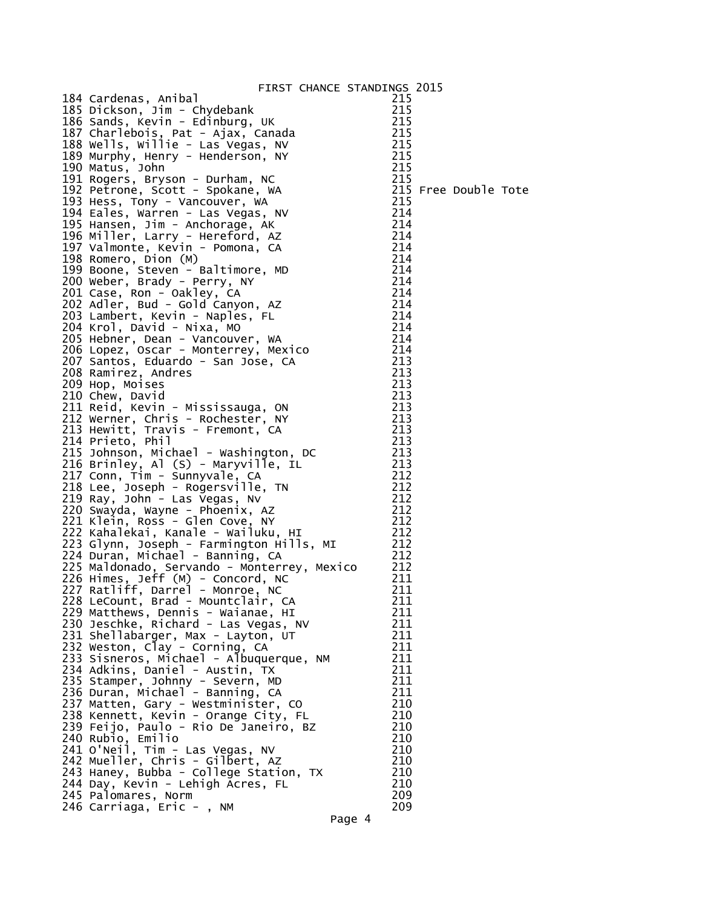# FIRST CHANCE STANDINGS 2015

| Rank | Name | Score | Note |
|---|---|---|---|
| 184 | Cardenas, Anibal | 215 | |
| 185 | Dickson, Jim - Chydebank | 215 | |
| 186 | Sands, Kevin - Edinburg, UK | 215 | |
| 187 | Charlebois, Pat - Ajax, Canada | 215 | |
| 188 | Wells, Willie - Las Vegas, NV | 215 | |
| 189 | Murphy, Henry - Henderson, NY | 215 | |
| 190 | Matus, John | 215 | |
| 191 | Rogers, Bryson - Durham, NC | 215 | |
| 192 | Petrone, Scott - Spokane, WA | 215 | Free Double Tote |
| 193 | Hess, Tony - Vancouver, WA | 215 | |
| 194 | Eales, Warren - Las Vegas, NV | 214 | |
| 195 | Hansen, Jim - Anchorage, AK | 214 | |
| 196 | Miller, Larry - Hereford, AZ | 214 | |
| 197 | Valmonte, Kevin - Pomona, CA | 214 | |
| 198 | Romero, Dion (M) | 214 | |
| 199 | Boone, Steven - Baltimore, MD | 214 | |
| 200 | Weber, Brady - Perry, NY | 214 | |
| 201 | Case, Ron - Oakley, CA | 214 | |
| 202 | Adler, Bud - Gold Canyon, AZ | 214 | |
| 203 | Lambert, Kevin - Naples, FL | 214 | |
| 204 | Krol, David - Nixa, MO | 214 | |
| 205 | Hebner, Dean - Vancouver, WA | 214 | |
| 206 | Lopez, Oscar - Monterrey, Mexico | 214 | |
| 207 | Santos, Eduardo - San Jose, CA | 213 | |
| 208 | Ramirez, Andres | 213 | |
| 209 | Hop, Moises | 213 | |
| 210 | Chew, David | 213 | |
| 211 | Reid, Kevin - Mississauga, ON | 213 | |
| 212 | Werner, Chris - Rochester, NY | 213 | |
| 213 | Hewitt, Travis - Fremont, CA | 213 | |
| 214 | Prieto, Phil | 213 | |
| 215 | Johnson, Michael - Washington, DC | 213 | |
| 216 | Brinley, Al (S) - Maryville, IL | 213 | |
| 217 | Conn, Tim - Sunnyvale, CA | 212 | |
| 218 | Lee, Joseph - Rogersville, TN | 212 | |
| 219 | Ray, John - Las Vegas, Nv | 212 | |
| 220 | Swayda, Wayne - Phoenix, AZ | 212 | |
| 221 | Klein, Ross - Glen Cove, NY | 212 | |
| 222 | Kahalekai, Kanale - Wailuku, HI | 212 | |
| 223 | Glynn, Joseph - Farmington Hills, MI | 212 | |
| 224 | Duran, Michael - Banning, CA | 212 | |
| 225 | Maldonado, Servando - Monterrey, Mexico | 212 | |
| 226 | Himes, Jeff (M) - Concord, NC | 211 | |
| 227 | Ratliff, Darrel - Monroe, NC | 211 | |
| 228 | LeCount, Brad - Mountclair, CA | 211 | |
| 229 | Matthews, Dennis - Waianae, HI | 211 | |
| 230 | Jeschke, Richard - Las Vegas, NV | 211 | |
| 231 | Shellabarger, Max - Layton, UT | 211 | |
| 232 | Weston, Clay - Corning, CA | 211 | |
| 233 | Sisneros, Michael - Albuquerque, NM | 211 | |
| 234 | Adkins, Daniel - Austin, TX | 211 | |
| 235 | Stamper, Johnny - Severn, MD | 211 | |
| 236 | Duran, Michael - Banning, CA | 211 | |
| 237 | Matten, Gary - Westminister, CO | 210 | |
| 238 | Kennett, Kevin - Orange City, FL | 210 | |
| 239 | Feijo, Paulo - Rio De Janeiro, BZ | 210 | |
| 240 | Rubio, Emilio | 210 | |
| 241 | O'Neil, Tim - Las Vegas, NV | 210 | |
| 242 | Mueller, Chris - Gilbert, AZ | 210 | |
| 243 | Haney, Bubba - College Station, TX | 210 | |
| 244 | Day, Kevin - Lehigh Acres, FL | 210 | |
| 245 | Palomares, Norm | 209 | |
| 246 | Carriaga, Eric - , NM | 209 | |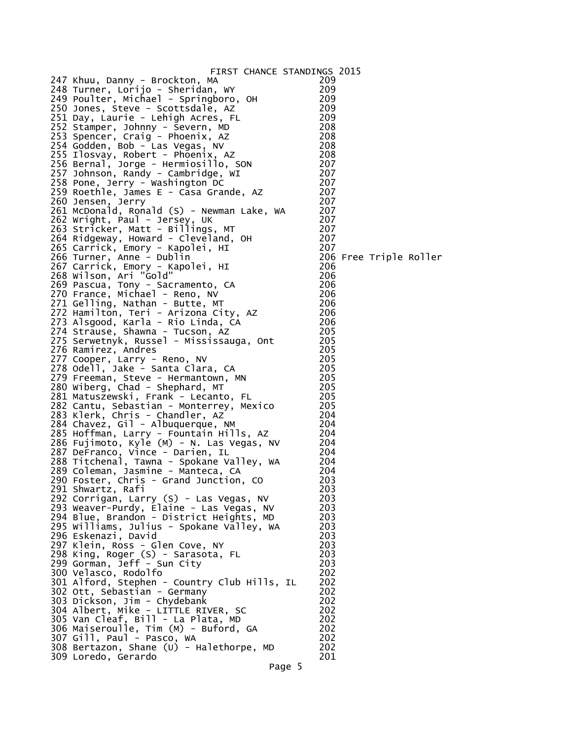# FIRST CHANCE STANDINGS 2015

| Rank | Name | Score | Note |
|---|---|---|---|
| 247 | Khuu, Danny - Brockton, MA | 209 | |
| 248 | Turner, Lorijo - Sheridan, WY | 209 | |
| 249 | Poulter, Michael - Springboro, OH | 209 | |
| 250 | Jones, Steve - Scottsdale, AZ | 209 | |
| 251 | Day, Laurie - Lehigh Acres, FL | 209 | |
| 252 | Stamper, Johnny - Severn, MD | 208 | |
| 253 | Spencer, Craig - Phoenix, AZ | 208 | |
| 254 | Godden, Bob - Las Vegas, NV | 208 | |
| 255 | Ilosvay, Robert - Phoenix, AZ | 208 | |
| 256 | Bernal, Jorge - Hermiosillo, SON | 207 | |
| 257 | Johnson, Randy - Cambridge, WI | 207 | |
| 258 | Pone, Jerry - Washington DC | 207 | |
| 259 | Roethle, James E - Casa Grande, AZ | 207 | |
| 260 | Jensen, Jerry | 207 | |
| 261 | McDonald, Ronald (S) - Newman Lake, WA | 207 | |
| 262 | Wright, Paul - Jersey, UK | 207 | |
| 263 | Stricker, Matt - Billings, MT | 207 | |
| 264 | Ridgeway, Howard - Cleveland, OH | 207 | |
| 265 | Carrick, Emory - Kapolei, HI | 207 | |
| 266 | Turner, Anne - Dublin | 206 | Free Triple Roller |
| 267 | Carrick, Emory - Kapolei, HI | 206 | |
| 268 | Wilson, Ari "Gold" | 206 | |
| 269 | Pascua, Tony - Sacramento, CA | 206 | |
| 270 | France, Michael - Reno, NV | 206 | |
| 271 | Gelling, Nathan - Butte, MT | 206 | |
| 272 | Hamilton, Teri - Arizona City, AZ | 206 | |
| 273 | Alsgood, Karla - Rio Linda, CA | 206 | |
| 274 | Strause, Shawna - Tucson, AZ | 205 | |
| 275 | Serwetnyk, Russel - Mississauga, Ont | 205 | |
| 276 | Ramirez, Andres | 205 | |
| 277 | Cooper, Larry - Reno, NV | 205 | |
| 278 | Odell, Jake - Santa Clara, CA | 205 | |
| 279 | Freeman, Steve - Hermantown, MN | 205 | |
| 280 | Wiberg, Chad - Shephard, MT | 205 | |
| 281 | Matuszewski, Frank - Lecanto, FL | 205 | |
| 282 | Cantu, Sebastian - Monterrey, Mexico | 205 | |
| 283 | Klerk, Chris - Chandler, AZ | 204 | |
| 284 | Chavez, Gil - Albuquerque, NM | 204 | |
| 285 | Hoffman, Larry - Fountain Hills, AZ | 204 | |
| 286 | Fujimoto, Kyle (M) - N. Las Vegas, NV | 204 | |
| 287 | DeFranco, Vince - Darien, IL | 204 | |
| 288 | Titchenal, Tawna - Spokane Valley, WA | 204 | |
| 289 | Coleman, Jasmine - Manteca, CA | 204 | |
| 290 | Foster, Chris - Grand Junction, CO | 203 | |
| 291 | Shwartz, Rafi | 203 | |
| 292 | Corrigan, Larry (S) - Las Vegas, NV | 203 | |
| 293 | Weaver-Purdy, Elaine - Las Vegas, NV | 203 | |
| 294 | Blue, Brandon - District Heights, MD | 203 | |
| 295 | Williams, Julius - Spokane Valley, WA | 203 | |
| 296 | Eskenazi, David | 203 | |
| 297 | Klein, Ross - Glen Cove, NY | 203 | |
| 298 | King, Roger (S) - Sarasota, FL | 203 | |
| 299 | Gorman, Jeff - Sun City | 203 | |
| 300 | Velasco, Rodolfo | 202 | |
| 301 | Alford, Stephen - Country Club Hills, IL | 202 | |
| 302 | Ott, Sebastian - Germany | 202 | |
| 303 | Dickson, Jim - Chydebank | 202 | |
| 304 | Albert, Mike - LITTLE RIVER, SC | 202 | |
| 305 | Van Cleaf, Bill - La Plata, MD | 202 | |
| 306 | Maiseroulle, Tim (M) - Buford, GA | 202 | |
| 307 | Gill, Paul - Pasco, WA | 202 | |
| 308 | Bertazon, Shane (U) - Halethorpe, MD | 202 | |
| 309 | Loredo, Gerardo | 201 | |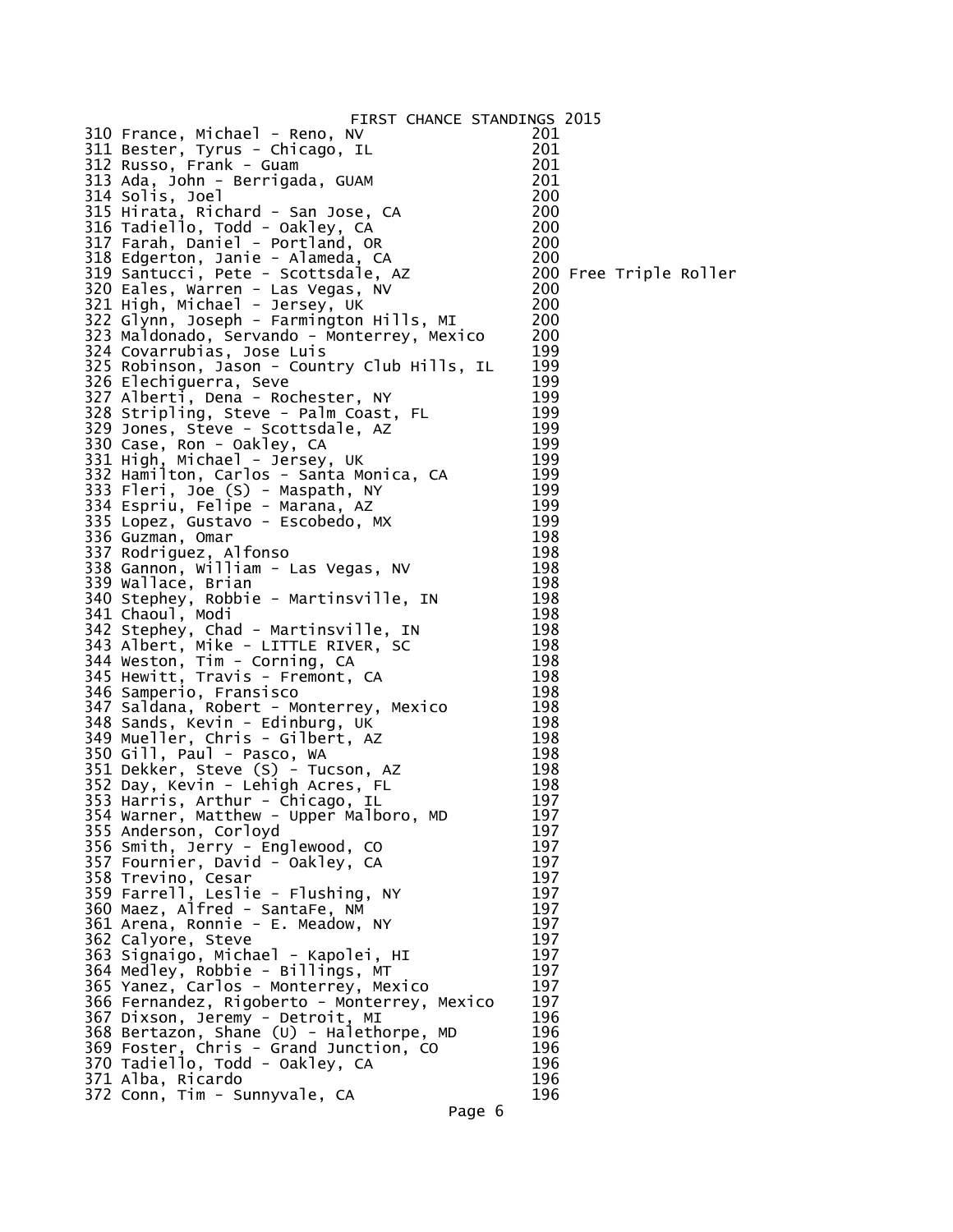# FIRST CHANCE STANDINGS 2015

| Rank | Name | Score | Note |
|---|---|---|---|
| 310 | France, Michael - Reno, NV | 201 | |
| 311 | Bester, Tyrus - Chicago, IL | 201 | |
| 312 | Russo, Frank - Guam | 201 | |
| 313 | Ada, John - Berrigada, GUAM | 201 | |
| 314 | Solis, Joel | 200 | |
| 315 | Hirata, Richard - San Jose, CA | 200 | |
| 316 | Tadiello, Todd - Oakley, CA | 200 | |
| 317 | Farah, Daniel - Portland, OR | 200 | |
| 318 | Edgerton, Janie - Alameda, CA | 200 | |
| 319 | Santucci, Pete - Scottsdale, AZ | 200 | Free Triple Roller |
| 320 | Eales, Warren - Las Vegas, NV | 200 | |
| 321 | High, Michael - Jersey, UK | 200 | |
| 322 | Glynn, Joseph - Farmington Hills, MI | 200 | |
| 323 | Maldonado, Servando - Monterrey, Mexico | 200 | |
| 324 | Covarrubias, Jose Luis | 199 | |
| 325 | Robinson, Jason - Country Club Hills, IL | 199 | |
| 326 | Elechiguerra, Seve | 199 | |
| 327 | Alberti, Dena - Rochester, NY | 199 | |
| 328 | Stripling, Steve - Palm Coast, FL | 199 | |
| 329 | Jones, Steve - Scottsdale, AZ | 199 | |
| 330 | Case, Ron - Oakley, CA | 199 | |
| 331 | High, Michael - Jersey, UK | 199 | |
| 332 | Hamilton, Carlos - Santa Monica, CA | 199 | |
| 333 | Fleri, Joe (S) - Maspath, NY | 199 | |
| 334 | Espriu, Felipe - Marana, AZ | 199 | |
| 335 | Lopez, Gustavo - Escobedo, MX | 199 | |
| 336 | Guzman, Omar | 198 | |
| 337 | Rodriguez, Alfonso | 198 | |
| 338 | Gannon, William - Las Vegas, NV | 198 | |
| 339 | Wallace, Brian | 198 | |
| 340 | Stephey, Robbie - Martinsville, IN | 198 | |
| 341 | Chaoul, Modi | 198 | |
| 342 | Stephey, Chad - Martinsville, IN | 198 | |
| 343 | Albert, Mike - LITTLE RIVER, SC | 198 | |
| 344 | Weston, Tim - Corning, CA | 198 | |
| 345 | Hewitt, Travis - Fremont, CA | 198 | |
| 346 | Samperio, Fransisco | 198 | |
| 347 | Saldana, Robert - Monterrey, Mexico | 198 | |
| 348 | Sands, Kevin - Edinburg, UK | 198 | |
| 349 | Mueller, Chris - Gilbert, AZ | 198 | |
| 350 | Gill, Paul - Pasco, WA | 198 | |
| 351 | Dekker, Steve (S) - Tucson, AZ | 198 | |
| 352 | Day, Kevin - Lehigh Acres, FL | 198 | |
| 353 | Harris, Arthur - Chicago, IL | 197 | |
| 354 | Warner, Matthew - Upper Malboro, MD | 197 | |
| 355 | Anderson, Corloyd | 197 | |
| 356 | Smith, Jerry - Englewood, CO | 197 | |
| 357 | Fournier, David - Oakley, CA | 197 | |
| 358 | Trevino, Cesar | 197 | |
| 359 | Farrell, Leslie - Flushing, NY | 197 | |
| 360 | Maez, Alfred - SantaFe, NM | 197 | |
| 361 | Arena, Ronnie - E. Meadow, NY | 197 | |
| 362 | Calyore, Steve | 197 | |
| 363 | Signaigo, Michael - Kapolei, HI | 197 | |
| 364 | Medley, Robbie - Billings, MT | 197 | |
| 365 | Yanez, Carlos - Monterrey, Mexico | 197 | |
| 366 | Fernandez, Rigoberto - Monterrey, Mexico | 197 | |
| 367 | Dixson, Jeremy - Detroit, MI | 196 | |
| 368 | Bertazon, Shane (U) - Halethorpe, MD | 196 | |
| 369 | Foster, Chris - Grand Junction, CO | 196 | |
| 370 | Tadiello, Todd - Oakley, CA | 196 | |
| 371 | Alba, Ricardo | 196 | |
| 372 | Conn, Tim - Sunnyvale, CA | 196 | |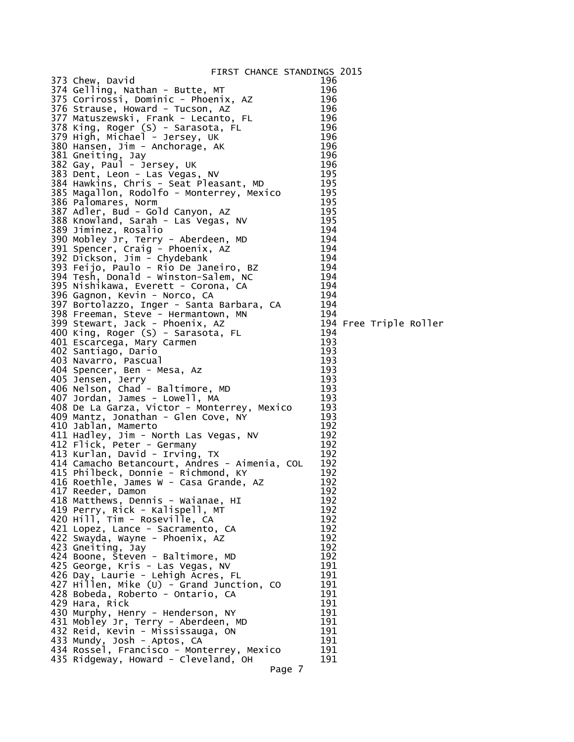# FIRST CHANCE STANDINGS 2015

| Rank | Name | Score | Note |
|---|---|---|---|
| 373 | Chew, David | 196 | |
| 374 | Gelling, Nathan - Butte, MT | 196 | |
| 375 | Corirossi, Dominic - Phoenix, AZ | 196 | |
| 376 | Strause, Howard - Tucson, AZ | 196 | |
| 377 | Matuszewski, Frank - Lecanto, FL | 196 | |
| 378 | King, Roger (S) - Sarasota, FL | 196 | |
| 379 | High, Michael - Jersey, UK | 196 | |
| 380 | Hansen, Jim - Anchorage, AK | 196 | |
| 381 | Gneiting, Jay | 196 | |
| 382 | Gay, Paul - Jersey, UK | 196 | |
| 383 | Dent, Leon - Las Vegas, NV | 195 | |
| 384 | Hawkins, Chris - Seat Pleasant, MD | 195 | |
| 385 | Magallon, Rodolfo - Monterrey, Mexico | 195 | |
| 386 | Palomares, Norm | 195 | |
| 387 | Adler, Bud - Gold Canyon, AZ | 195 | |
| 388 | Knowland, Sarah - Las Vegas, NV | 195 | |
| 389 | Jiminez, Rosalio | 194 | |
| 390 | Mobley Jr, Terry - Aberdeen, MD | 194 | |
| 391 | Spencer, Craig - Phoenix, AZ | 194 | |
| 392 | Dickson, Jim - Chydebank | 194 | |
| 393 | Feijo, Paulo - Rio De Janeiro, BZ | 194 | |
| 394 | Tesh, Donald - Winston-Salem, NC | 194 | |
| 395 | Nishikawa, Everett - Corona, CA | 194 | |
| 396 | Gagnon, Kevin - Norco, CA | 194 | |
| 397 | Bortolazzo, Inger - Santa Barbara, CA | 194 | |
| 398 | Freeman, Steve - Hermantown, MN | 194 | |
| 399 | Stewart, Jack - Phoenix, AZ | 194 | Free Triple Roller |
| 400 | King, Roger (S) - Sarasota, FL | 194 | |
| 401 | Escarcega, Mary Carmen | 193 | |
| 402 | Santiago, Dario | 193 | |
| 403 | Navarro, Pascual | 193 | |
| 404 | Spencer, Ben - Mesa, Az | 193 | |
| 405 | Jensen, Jerry | 193 | |
| 406 | Nelson, Chad - Baltimore, MD | 193 | |
| 407 | Jordan, James - Lowell, MA | 193 | |
| 408 | De La Garza, Victor - Monterrey, Mexico | 193 | |
| 409 | Mantz, Jonathan - Glen Cove, NY | 193 | |
| 410 | Jablan, Mamerto | 192 | |
| 411 | Hadley, Jim - North Las Vegas, NV | 192 | |
| 412 | Flick, Peter - Germany | 192 | |
| 413 | Kurlan, David - Irving, TX | 192 | |
| 414 | Camacho Betancourt, Andres - Aimenia, COL | 192 | |
| 415 | Philbeck, Donnie - Richmond, KY | 192 | |
| 416 | Roethle, James W - Casa Grande, AZ | 192 | |
| 417 | Reeder, Damon | 192 | |
| 418 | Matthews, Dennis - Waianae, HI | 192 | |
| 419 | Perry, Rick - Kalispell, MT | 192 | |
| 420 | Hill, Tim - Roseville, CA | 192 | |
| 421 | Lopez, Lance - Sacramento, CA | 192 | |
| 422 | Swayda, Wayne - Phoenix, AZ | 192 | |
| 423 | Gneiting, Jay | 192 | |
| 424 | Boone, Steven - Baltimore, MD | 192 | |
| 425 | George, Kris - Las Vegas, NV | 191 | |
| 426 | Day, Laurie - Lehigh Acres, FL | 191 | |
| 427 | Hillen, Mike (U) - Grand Junction, CO | 191 | |
| 428 | Bobeda, Roberto - Ontario, CA | 191 | |
| 429 | Hara, Rick | 191 | |
| 430 | Murphy, Henry - Henderson, NY | 191 | |
| 431 | Mobley Jr, Terry - Aberdeen, MD | 191 | |
| 432 | Reid, Kevin - Mississauga, ON | 191 | |
| 433 | Mundy, Josh - Aptos, CA | 191 | |
| 434 | Rossel, Francisco - Monterrey, Mexico | 191 | |
| 435 | Ridgeway, Howard - Cleveland, OH | 191 | |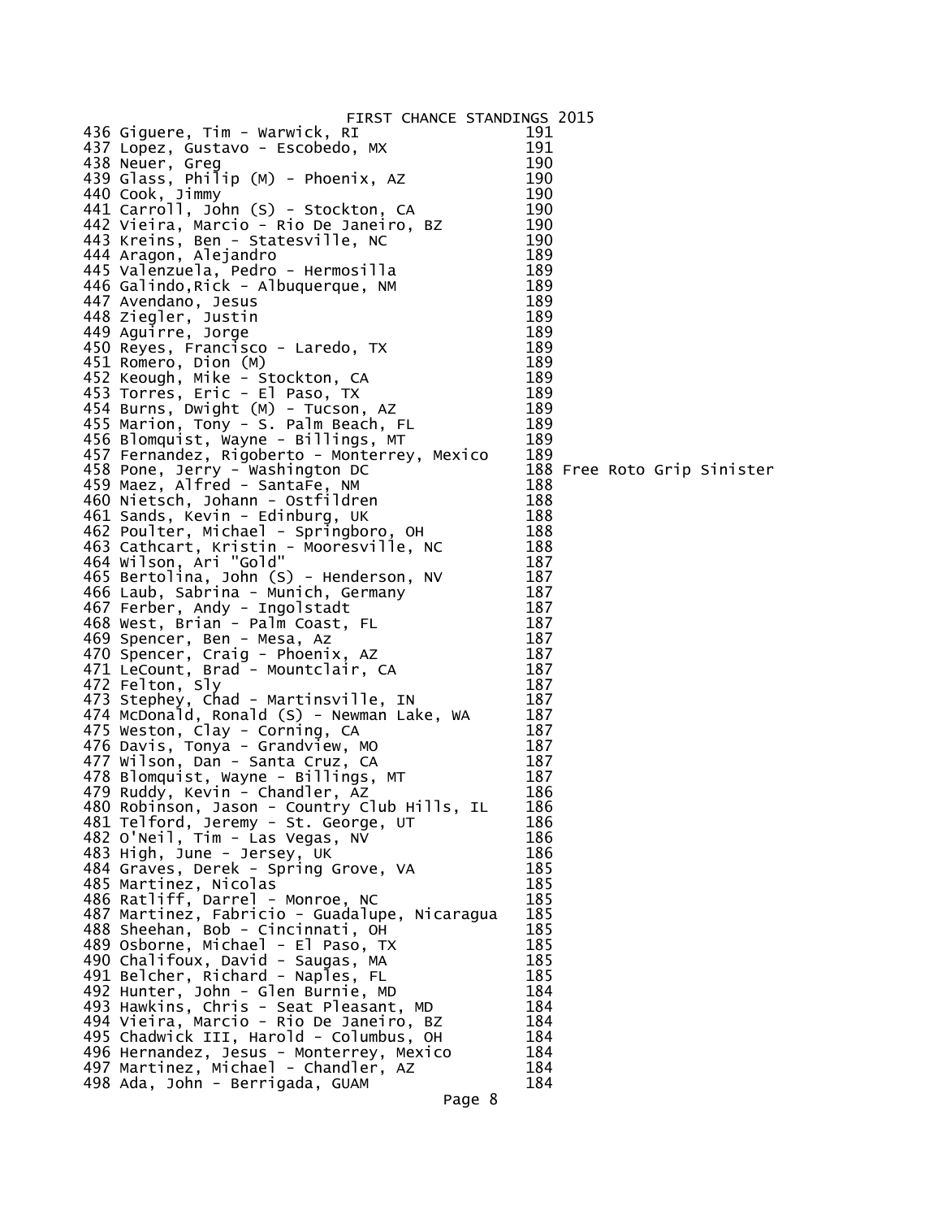# FIRST CHANCE STANDINGS 2015

| Rank | Name | Score | Note |
|---|---|---|---|
| 436 | Giguere, Tim - Warwick, RI | 191 | |
| 437 | Lopez, Gustavo - Escobedo, MX | 191 | |
| 438 | Neuer, Greg | 190 | |
| 439 | Glass, Philip (M) - Phoenix, AZ | 190 | |
| 440 | Cook, Jimmy | 190 | |
| 441 | Carroll, John (S) - Stockton, CA | 190 | |
| 442 | Vieira, Marcio - Rio De Janeiro, BZ | 190 | |
| 443 | Kreins, Ben - Statesville, NC | 190 | |
| 444 | Aragon, Alejandro | 189 | |
| 445 | Valenzuela, Pedro - Hermosilla | 189 | |
| 446 | Galindo,Rick - Albuquerque, NM | 189 | |
| 447 | Avendano, Jesus | 189 | |
| 448 | Ziegler, Justin | 189 | |
| 449 | Aguirre, Jorge | 189 | |
| 450 | Reyes, Francisco - Laredo, TX | 189 | |
| 451 | Romero, Dion (M) | 189 | |
| 452 | Keough, Mike - Stockton, CA | 189 | |
| 453 | Torres, Eric - El Paso, TX | 189 | |
| 454 | Burns, Dwight (M) - Tucson, AZ | 189 | |
| 455 | Marion, Tony - S. Palm Beach, FL | 189 | |
| 456 | Blomquist, Wayne - Billings, MT | 189 | |
| 457 | Fernandez, Rigoberto - Monterrey, Mexico | 189 | |
| 458 | Pone, Jerry - Washington DC | 188 | Free Roto Grip Sinister |
| 459 | Maez, Alfred - SantaFe, NM | 188 | |
| 460 | Nietsch, Johann - Ostfildren | 188 | |
| 461 | Sands, Kevin - Edinburg, UK | 188 | |
| 462 | Poulter, Michael - Springboro, OH | 188 | |
| 463 | Cathcart, Kristin - Mooresville, NC | 188 | |
| 464 | Wilson, Ari "Gold" | 187 | |
| 465 | Bertolina, John (S) - Henderson, NV | 187 | |
| 466 | Laub, Sabrina - Munich, Germany | 187 | |
| 467 | Ferber, Andy - Ingolstadt | 187 | |
| 468 | West, Brian - Palm Coast, FL | 187 | |
| 469 | Spencer, Ben - Mesa, Az | 187 | |
| 470 | Spencer, Craig - Phoenix, AZ | 187 | |
| 471 | LeCount, Brad - Mountclair, CA | 187 | |
| 472 | Felton, Sly | 187 | |
| 473 | Stephey, Chad - Martinsville, IN | 187 | |
| 474 | McDonald, Ronald (S) - Newman Lake, WA | 187 | |
| 475 | Weston, Clay - Corning, CA | 187 | |
| 476 | Davis, Tonya - Grandview, MO | 187 | |
| 477 | Wilson, Dan - Santa Cruz, CA | 187 | |
| 478 | Blomquist, Wayne - Billings, MT | 187 | |
| 479 | Ruddy, Kevin - Chandler, AZ | 186 | |
| 480 | Robinson, Jason - Country Club Hills, IL | 186 | |
| 481 | Telford, Jeremy - St. George, UT | 186 | |
| 482 | O'Neil, Tim - Las Vegas, NV | 186 | |
| 483 | High, June - Jersey, UK | 186 | |
| 484 | Graves, Derek - Spring Grove, VA | 185 | |
| 485 | Martinez, Nicolas | 185 | |
| 486 | Ratliff, Darrel - Monroe, NC | 185 | |
| 487 | Martinez, Fabricio - Guadalupe, Nicaragua | 185 | |
| 488 | Sheehan, Bob - Cincinnati, OH | 185 | |
| 489 | Osborne, Michael - El Paso, TX | 185 | |
| 490 | Chalifoux, David - Saugas, MA | 185 | |
| 491 | Belcher, Richard - Naples, FL | 185 | |
| 492 | Hunter, John - Glen Burnie, MD | 184 | |
| 493 | Hawkins, Chris - Seat Pleasant, MD | 184 | |
| 494 | Vieira, Marcio - Rio De Janeiro, BZ | 184 | |
| 495 | Chadwick III, Harold - Columbus, OH | 184 | |
| 496 | Hernandez, Jesus - Monterrey, Mexico | 184 | |
| 497 | Martinez, Michael - Chandler, AZ | 184 | |
| 498 | Ada, John - Berrigada, GUAM | 184 | |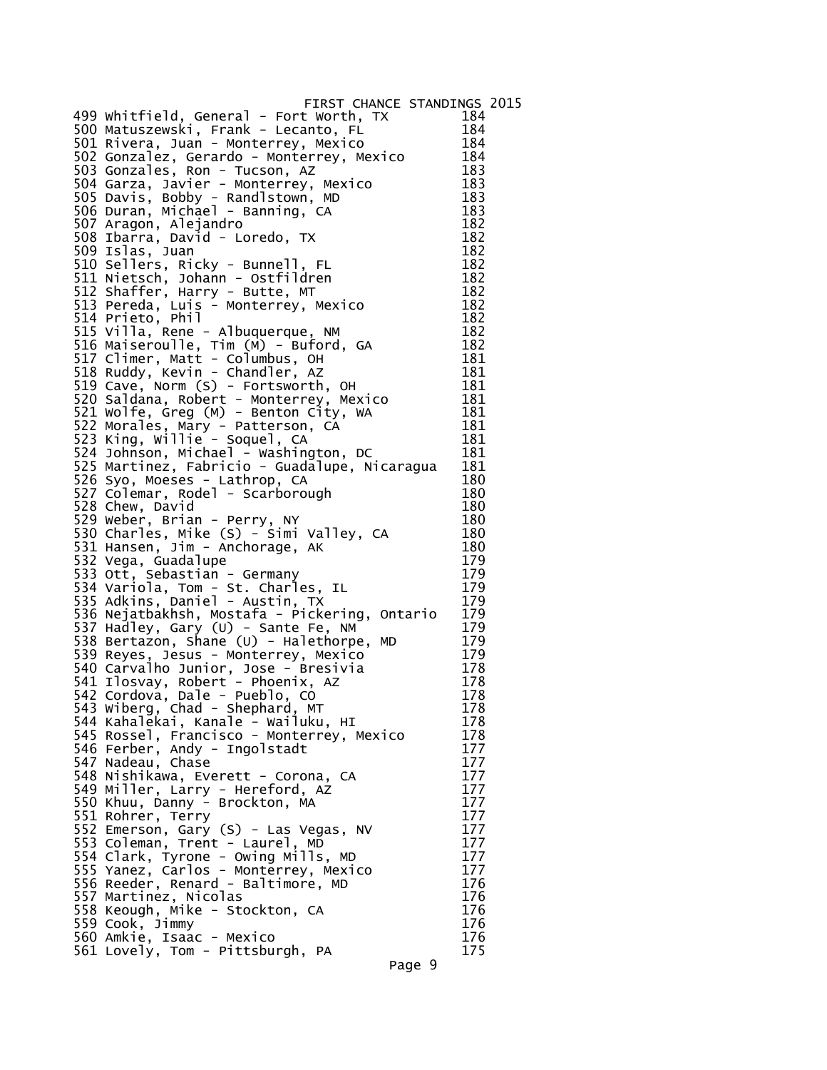# FIRST CHANCE STANDINGS 2015

| Rank | Name | Score |
|---|---|---|
| 499 | Whitfield, General - Fort Worth, TX | 184 |
| 500 | Matuszewski, Frank - Lecanto, FL | 184 |
| 501 | Rivera, Juan - Monterrey, Mexico | 184 |
| 502 | Gonzalez, Gerardo - Monterrey, Mexico | 184 |
| 503 | Gonzales, Ron - Tucson, AZ | 183 |
| 504 | Garza, Javier - Monterrey, Mexico | 183 |
| 505 | Davis, Bobby - Randlstown, MD | 183 |
| 506 | Duran, Michael - Banning, CA | 183 |
| 507 | Aragon, Alejandro | 182 |
| 508 | Ibarra, David - Loredo, TX | 182 |
| 509 | Islas, Juan | 182 |
| 510 | Sellers, Ricky - Bunnell, FL | 182 |
| 511 | Nietsch, Johann - Ostfildren | 182 |
| 512 | Shaffer, Harry - Butte, MT | 182 |
| 513 | Pereda, Luis - Monterrey, Mexico | 182 |
| 514 | Prieto, Phil | 182 |
| 515 | Villa, Rene - Albuquerque, NM | 182 |
| 516 | Maiseroulle, Tim (M) - Buford, GA | 182 |
| 517 | Climer, Matt - Columbus, OH | 181 |
| 518 | Ruddy, Kevin - Chandler, AZ | 181 |
| 519 | Cave, Norm (S) - Fortsworth, OH | 181 |
| 520 | Saldana, Robert - Monterrey, Mexico | 181 |
| 521 | Wolfe, Greg (M) - Benton City, WA | 181 |
| 522 | Morales, Mary - Patterson, CA | 181 |
| 523 | King, Willie - Soquel, CA | 181 |
| 524 | Johnson, Michael - Washington, DC | 181 |
| 525 | Martinez, Fabricio - Guadalupe, Nicaragua | 181 |
| 526 | Syo, Moeses - Lathrop, CA | 180 |
| 527 | Colemar, Rodel - Scarborough | 180 |
| 528 | Chew, David | 180 |
| 529 | Weber, Brian - Perry, NY | 180 |
| 530 | Charles, Mike (S) - Simi Valley, CA | 180 |
| 531 | Hansen, Jim - Anchorage, AK | 180 |
| 532 | Vega, Guadalupe | 179 |
| 533 | Ott, Sebastian - Germany | 179 |
| 534 | Variola, Tom - St. Charles, IL | 179 |
| 535 | Adkins, Daniel - Austin, TX | 179 |
| 536 | Nejatbakhsh, Mostafa - Pickering, Ontario | 179 |
| 537 | Hadley, Gary (U) - Sante Fe, NM | 179 |
| 538 | Bertazon, Shane (U) - Halethorpe, MD | 179 |
| 539 | Reyes, Jesus - Monterrey, Mexico | 179 |
| 540 | Carvalho Junior, Jose - Bresivia | 178 |
| 541 | Ilosvay, Robert - Phoenix, AZ | 178 |
| 542 | Cordova, Dale - Pueblo, CO | 178 |
| 543 | Wiberg, Chad - Shephard, MT | 178 |
| 544 | Kahalekai, Kanale - Wailuku, HI | 178 |
| 545 | Rossel, Francisco - Monterrey, Mexico | 178 |
| 546 | Ferber, Andy - Ingolstadt | 177 |
| 547 | Nadeau, Chase | 177 |
| 548 | Nishikawa, Everett - Corona, CA | 177 |
| 549 | Miller, Larry - Hereford, AZ | 177 |
| 550 | Khuu, Danny - Brockton, MA | 177 |
| 551 | Rohrer, Terry | 177 |
| 552 | Emerson, Gary (S) - Las Vegas, NV | 177 |
| 553 | Coleman, Trent - Laurel, MD | 177 |
| 554 | Clark, Tyrone - Owing Mills, MD | 177 |
| 555 | Yanez, Carlos - Monterrey, Mexico | 177 |
| 556 | Reeder, Renard - Baltimore, MD | 176 |
| 557 | Martinez, Nicolas | 176 |
| 558 | Keough, Mike - Stockton, CA | 176 |
| 559 | Cook, Jimmy | 176 |
| 560 | Amkie, Isaac - Mexico | 176 |
| 561 | Lovely, Tom - Pittsburgh, PA | 175 |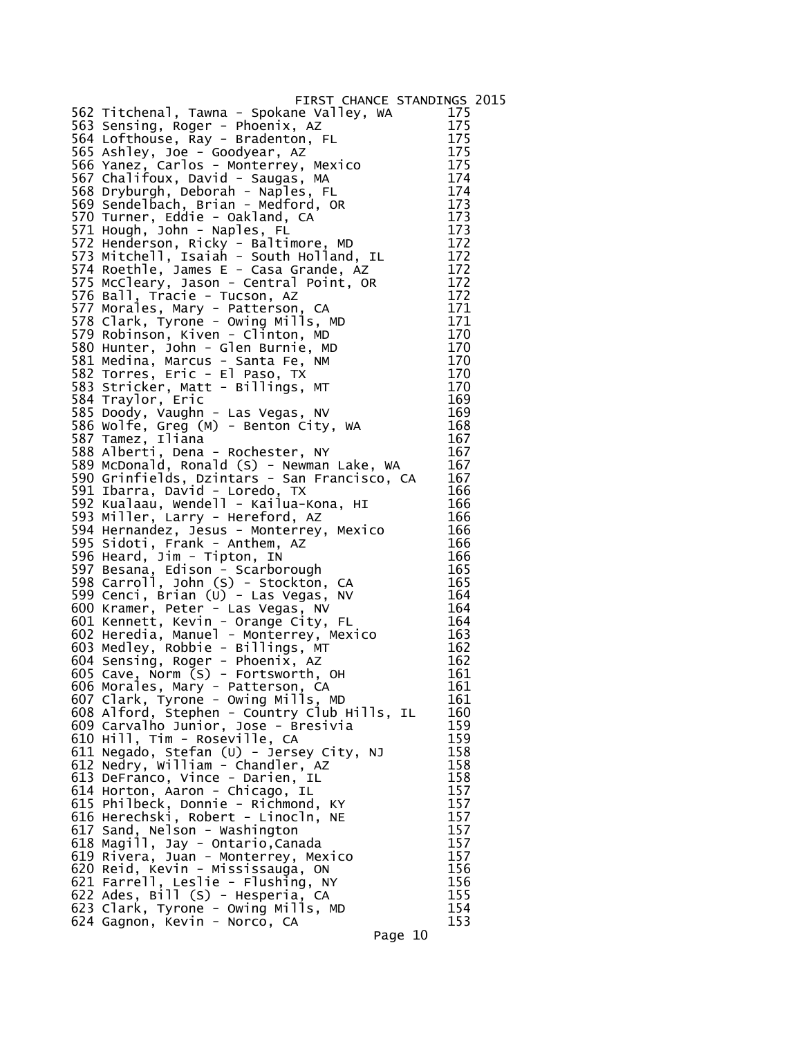# FIRST CHANCE STANDINGS 2015

| Rank | Name | Score |
|---|---|---|
| 562 | Titchenal, Tawna - Spokane Valley, WA | 175 |
| 563 | Sensing, Roger - Phoenix, AZ | 175 |
| 564 | Lofthouse, Ray - Bradenton, FL | 175 |
| 565 | Ashley, Joe - Goodyear, AZ | 175 |
| 566 | Yanez, Carlos - Monterrey, Mexico | 175 |
| 567 | Chalifoux, David - Saugas, MA | 174 |
| 568 | Dryburgh, Deborah - Naples, FL | 174 |
| 569 | Sendelbach, Brian - Medford, OR | 173 |
| 570 | Turner, Eddie - Oakland, CA | 173 |
| 571 | Hough, John - Naples, FL | 173 |
| 572 | Henderson, Ricky - Baltimore, MD | 172 |
| 573 | Mitchell, Isaiah - South Holland, IL | 172 |
| 574 | Roethle, James E - Casa Grande, AZ | 172 |
| 575 | McCleary, Jason - Central Point, OR | 172 |
| 576 | Ball, Tracie - Tucson, AZ | 172 |
| 577 | Morales, Mary - Patterson, CA | 171 |
| 578 | Clark, Tyrone - Owing Mills, MD | 171 |
| 579 | Robinson, Kiven - Clinton, MD | 170 |
| 580 | Hunter, John - Glen Burnie, MD | 170 |
| 581 | Medina, Marcus - Santa Fe, NM | 170 |
| 582 | Torres, Eric - El Paso, TX | 170 |
| 583 | Stricker, Matt - Billings, MT | 170 |
| 584 | Traylor, Eric | 169 |
| 585 | Doody, Vaughn - Las Vegas, NV | 169 |
| 586 | Wolfe, Greg (M) - Benton City, WA | 168 |
| 587 | Tamez, Iliana | 167 |
| 588 | Alberti, Dena - Rochester, NY | 167 |
| 589 | McDonald, Ronald (S) - Newman Lake, WA | 167 |
| 590 | Grinfields, Dzintars - San Francisco, CA | 167 |
| 591 | Ibarra, David - Loredo, TX | 166 |
| 592 | Kualaau, Wendell - Kailua-Kona, HI | 166 |
| 593 | Miller, Larry - Hereford, AZ | 166 |
| 594 | Hernandez, Jesus - Monterrey, Mexico | 166 |
| 595 | Sidoti, Frank - Anthem, AZ | 166 |
| 596 | Heard, Jim - Tipton, IN | 166 |
| 597 | Besana, Edison - Scarborough | 165 |
| 598 | Carroll, John (S) - Stockton, CA | 165 |
| 599 | Cenci, Brian (U) - Las Vegas, NV | 164 |
| 600 | Kramer, Peter - Las Vegas, NV | 164 |
| 601 | Kennett, Kevin - Orange City, FL | 164 |
| 602 | Heredia, Manuel - Monterrey, Mexico | 163 |
| 603 | Medley, Robbie - Billings, MT | 162 |
| 604 | Sensing, Roger - Phoenix, AZ | 162 |
| 605 | Cave, Norm (S) - Fortsworth, OH | 161 |
| 606 | Morales, Mary - Patterson, CA | 161 |
| 607 | Clark, Tyrone - Owing Mills, MD | 161 |
| 608 | Alford, Stephen - Country Club Hills, IL | 160 |
| 609 | Carvalho Junior, Jose - Bresivia | 159 |
| 610 | Hill, Tim - Roseville, CA | 159 |
| 611 | Negado, Stefan (U) - Jersey City, NJ | 158 |
| 612 | Nedry, William - Chandler, AZ | 158 |
| 613 | DeFranco, Vince - Darien, IL | 158 |
| 614 | Horton, Aaron - Chicago, IL | 157 |
| 615 | Philbeck, Donnie - Richmond, KY | 157 |
| 616 | Herechski, Robert - Linocln, NE | 157 |
| 617 | Sand, Nelson - Washington | 157 |
| 618 | Magill, Jay - Ontario,Canada | 157 |
| 619 | Rivera, Juan - Monterrey, Mexico | 157 |
| 620 | Reid, Kevin - Mississauga, ON | 156 |
| 621 | Farrell, Leslie - Flushing, NY | 156 |
| 622 | Ades, Bill (S) - Hesperia, CA | 155 |
| 623 | Clark, Tyrone - Owing Mills, MD | 154 |
| 624 | Gagnon, Kevin - Norco, CA | 153 |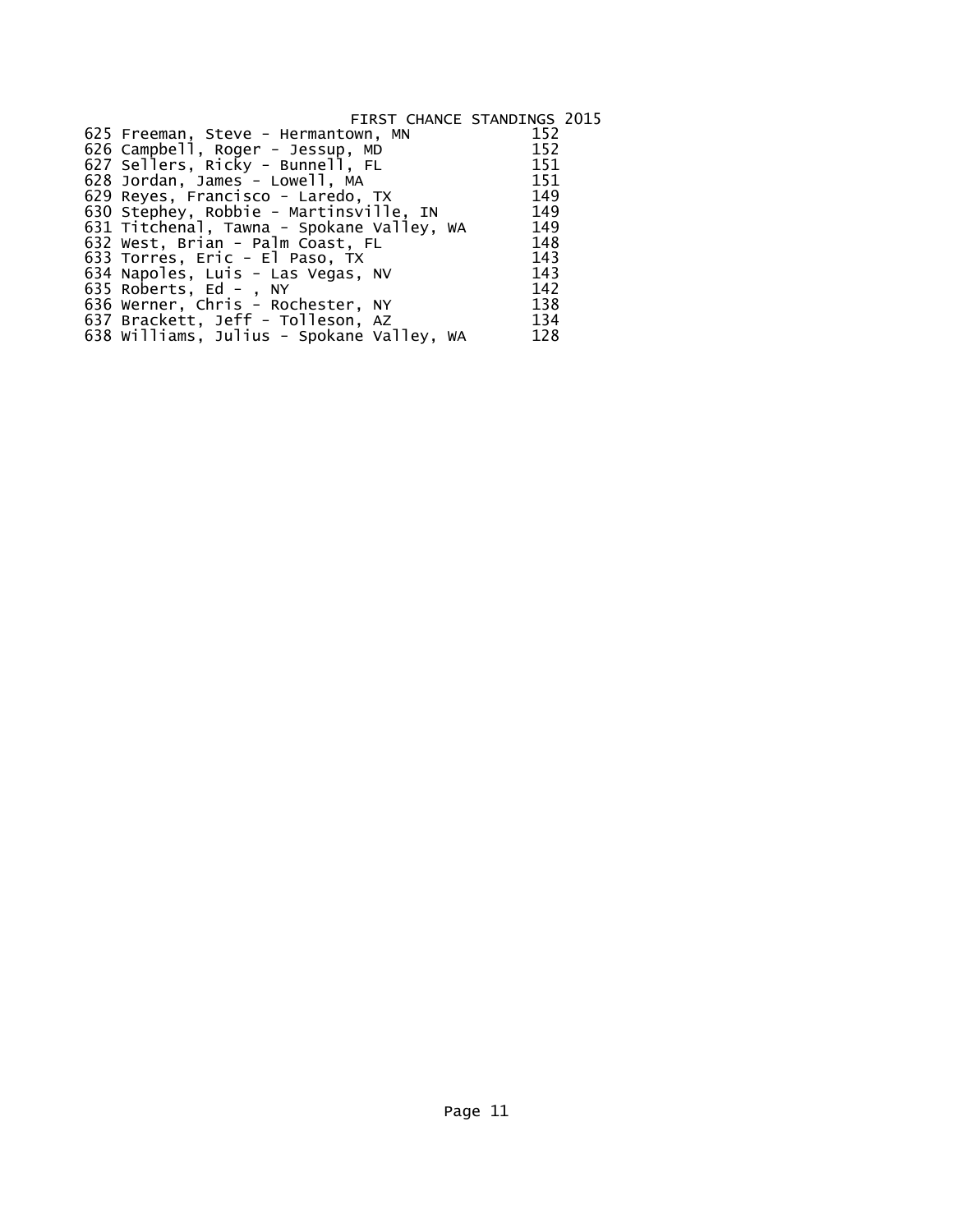FIRST CHANCE STANDINGS 2015

| | | |
|---|---|---|
| 625 | Freeman, Steve - Hermantown, MN | 152 |
| 626 | Campbell, Roger - Jessup, MD | 152 |
| 627 | Sellers, Ricky - Bunnell, FL | 151 |
| 628 | Jordan, James - Lowell, MA | 151 |
| 629 | Reyes, Francisco - Laredo, TX | 149 |
| 630 | Stephey, Robbie - Martinsville, IN | 149 |
| 631 | Titchenal, Tawna - Spokane Valley, WA | 149 |
| 632 | West, Brian - Palm Coast, FL | 148 |
| 633 | Torres, Eric - El Paso, TX | 143 |
| 634 | Napoles, Luis - Las Vegas, NV | 143 |
| 635 | Roberts, Ed - , NY | 142 |
| 636 | Werner, Chris - Rochester, NY | 138 |
| 637 | Brackett, Jeff - Tolleson, AZ | 134 |
| 638 | Williams, Julius - Spokane Valley, WA | 128 |